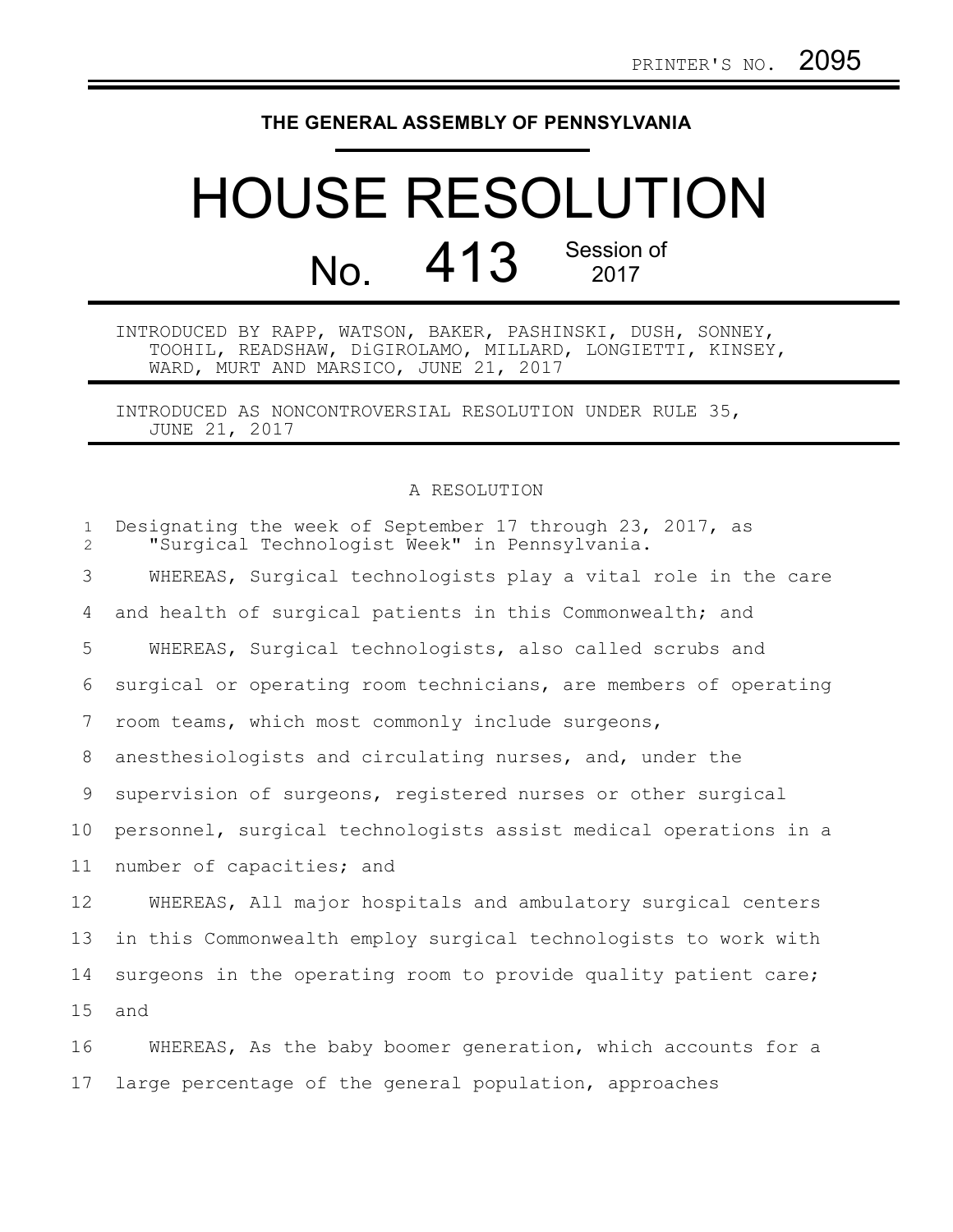PRINTER'S NO. 2095

**THE GENERAL ASSEMBLY OF PENNSYLVANIA**

# HOUSE RESOLUTION

## No. 413 Session of 2017

INTRODUCED BY RAPP, WATSON, BAKER, PASHINSKI, DUSH, SONNEY, TOOHIL, READSHAW, DiGIROLAMO, MILLARD, LONGIETTI, KINSEY, WARD, MURT AND MARSICO, JUNE 21, 2017

INTRODUCED AS NONCONTROVERSIAL RESOLUTION UNDER RULE 35, JUNE 21, 2017

A RESOLUTION

Designating the week of September 17 through 23, 2017, as "Surgical Technologist Week" in Pennsylvania.

WHEREAS, Surgical technologists play a vital role in the care and health of surgical patients in this Commonwealth; and

WHEREAS, Surgical technologists, also called scrubs and surgical or operating room technicians, are members of operating room teams, which most commonly include surgeons, anesthesiologists and circulating nurses, and, under the supervision of surgeons, registered nurses or other surgical personnel, surgical technologists assist medical operations in a number of capacities; and

WHEREAS, All major hospitals and ambulatory surgical centers in this Commonwealth employ surgical technologists to work with surgeons in the operating room to provide quality patient care; and

WHEREAS, As the baby boomer generation, which accounts for a large percentage of the general population, approaches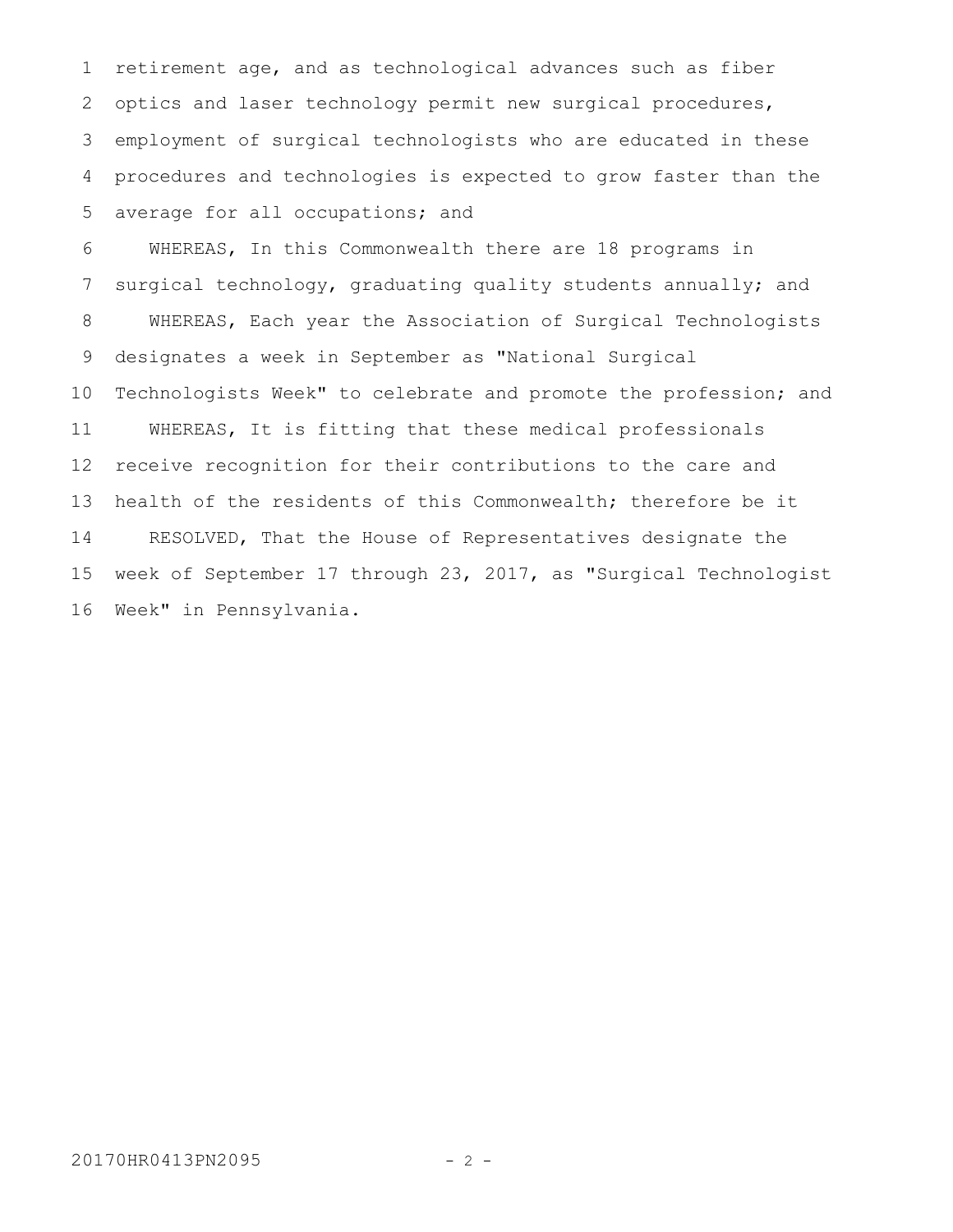retirement age, and as technological advances such as fiber optics and laser technology permit new surgical procedures, employment of surgical technologists who are educated in these procedures and technologies is expected to grow faster than the average for all occupations; and

WHEREAS, In this Commonwealth there are 18 programs in surgical technology, graduating quality students annually; and

WHEREAS, Each year the Association of Surgical Technologists designates a week in September as "National Surgical Technologists Week" to celebrate and promote the profession; and

WHEREAS, It is fitting that these medical professionals receive recognition for their contributions to the care and health of the residents of this Commonwealth; therefore be it

RESOLVED, That the House of Representatives designate the week of September 17 through 23, 2017, as "Surgical Technologist Week" in Pennsylvania.